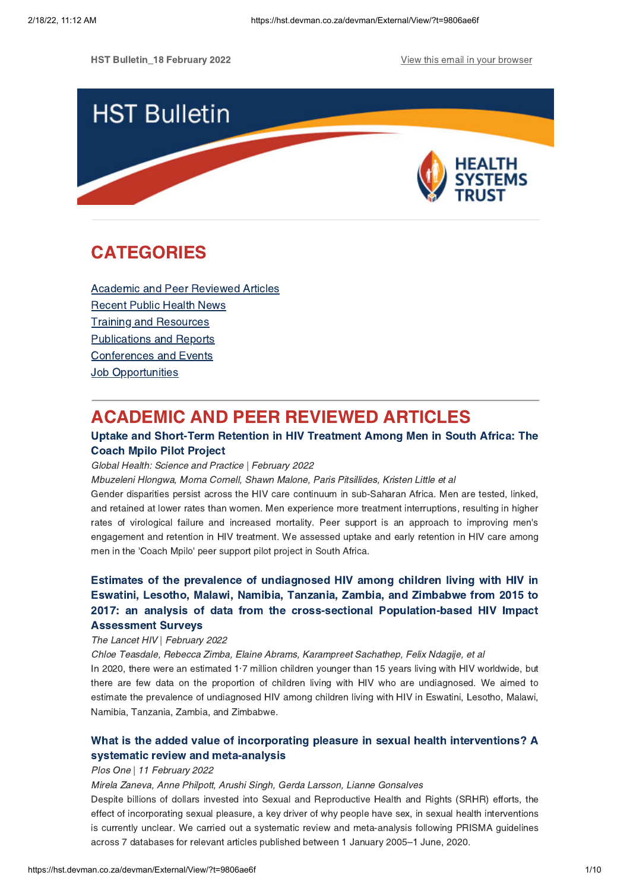HST Bulletin_18 February 2022

View this email in your browser

# HST Bulletin

HEALTH SYSTEMS TRUST

## CATEGORIES

[Academic and Peer Reviewed Articles]
[Recent Public Health News]
[Training and Resources]
[Publications and Reports]
[Conferences and Events]
[Job Opportunities]

## ACADEMIC AND PEER REVIEWED ARTICLES

### Uptake and Short-Term Retention in HIV Treatment Among Men in South Africa: The Coach Mpilo Pilot Project

*Global Health: Science and Practice | February 2022*

*Mbuzeleni Hlongwa, Morna Cornell, Shawn Malone, Paris Pitsillides, Kristen Little et al*

Gender disparities persist across the HIV care continuum in sub-Saharan Africa. Men are tested, linked, and retained at lower rates than women. Men experience more treatment interruptions, resulting in higher rates of virological failure and increased mortality. Peer support is an approach to improving men's engagement and retention in HIV treatment. We assessed uptake and early retention in HIV care among men in the 'Coach Mpilo' peer support pilot project in South Africa.

### Estimates of the prevalence of undiagnosed HIV among children living with HIV in Eswatini, Lesotho, Malawi, Namibia, Tanzania, Zambia, and Zimbabwe from 2015 to 2017: an analysis of data from the cross-sectional Population-based HIV Impact Assessment Surveys

*The Lancet HIV | February 2022*

*Chloe Teasdale, Rebecca Zimba, Elaine Abrams, Karampreet Sachathep, Felix Ndagije, et al*

In 2020, there were an estimated 1·7 million children younger than 15 years living with HIV worldwide, but there are few data on the proportion of children living with HIV who are undiagnosed. We aimed to estimate the prevalence of undiagnosed HIV among children living with HIV in Eswatini, Lesotho, Malawi, Namibia, Tanzania, Zambia, and Zimbabwe.

### What is the added value of incorporating pleasure in sexual health interventions? A systematic review and meta-analysis

*Plos One | 11 February 2022*

*Mirela Zaneva, Anne Philpott, Arushi Singh, Gerda Larsson, Lianne Gonsalves*

Despite billions of dollars invested into Sexual and Reproductive Health and Rights (SRHR) efforts, the effect of incorporating sexual pleasure, a key driver of why people have sex, in sexual health interventions is currently unclear. We carried out a systematic review and meta-analysis following PRISMA guidelines across 7 databases for relevant articles published between 1 January 2005–1 June, 2020.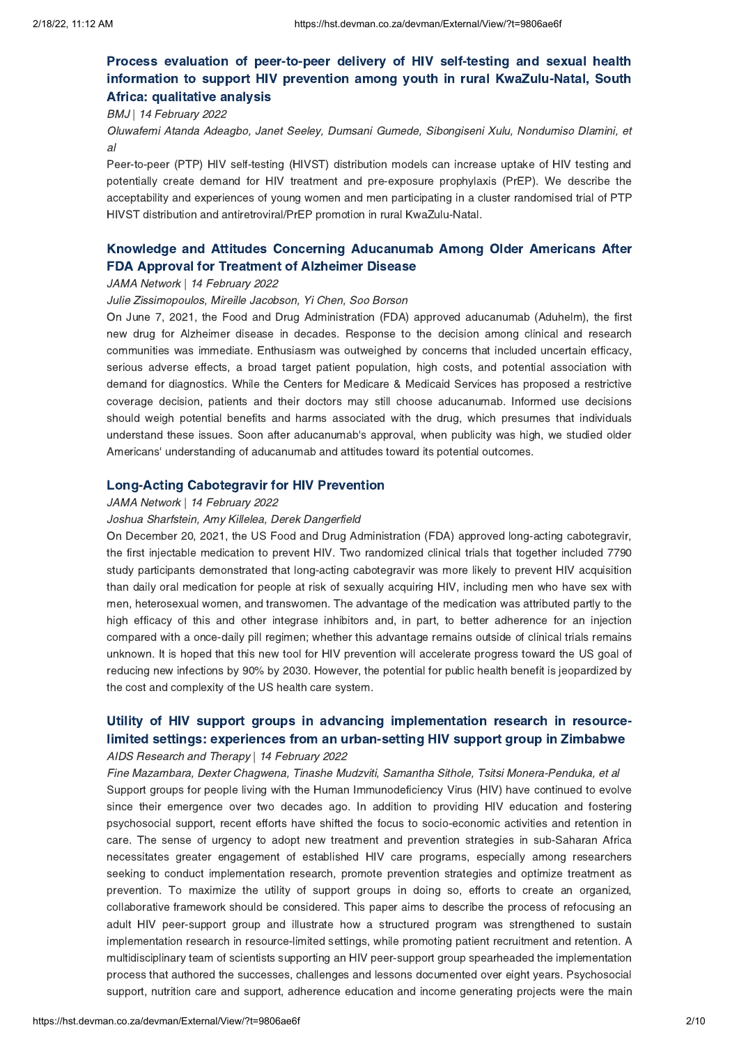### Process evaluation of peer-to-peer delivery of HIV self-testing and sexual health information to support HIV prevention among youth in rural KwaZulu-Natal, South Africa: qualitative analysis

*BMJ | 14 February 2022*

*Oluwafemi Atanda Adeagbo, Janet Seeley, Dumsani Gumede, Sibongiseni Xulu, Nondumiso Dlamini, et al*

Peer-to-peer (PTP) HIV self-testing (HIVST) distribution models can increase uptake of HIV testing and potentially create demand for HIV treatment and pre-exposure prophylaxis (PrEP). We describe the acceptability and experiences of young women and men participating in a cluster randomised trial of PTP HIVST distribution and antiretroviral/PrEP promotion in rural KwaZulu-Natal.

### Knowledge and Attitudes Concerning Aducanumab Among Older Americans After FDA Approval for Treatment of Alzheimer Disease

*JAMA Network | 14 February 2022*

*Julie Zissimopoulos, Mireille Jacobson, Yi Chen, Soo Borson*

On June 7, 2021, the Food and Drug Administration (FDA) approved aducanumab (Aduhelm), the first new drug for Alzheimer disease in decades. Response to the decision among clinical and research communities was immediate. Enthusiasm was outweighed by concerns that included uncertain efficacy, serious adverse effects, a broad target patient population, high costs, and potential association with demand for diagnostics. While the Centers for Medicare & Medicaid Services has proposed a restrictive coverage decision, patients and their doctors may still choose aducanumab. Informed use decisions should weigh potential benefits and harms associated with the drug, which presumes that individuals understand these issues. Soon after aducanumab's approval, when publicity was high, we studied older Americans' understanding of aducanumab and attitudes toward its potential outcomes.

### Long-Acting Cabotegravir for HIV Prevention

*JAMA Network | 14 February 2022*

*Joshua Sharfstein, Amy Killelea, Derek Dangerfield*

On December 20, 2021, the US Food and Drug Administration (FDA) approved long-acting cabotegravir, the first injectable medication to prevent HIV. Two randomized clinical trials that together included 7790 study participants demonstrated that long-acting cabotegravir was more likely to prevent HIV acquisition than daily oral medication for people at risk of sexually acquiring HIV, including men who have sex with men, heterosexual women, and transwomen. The advantage of the medication was attributed partly to the high efficacy of this and other integrase inhibitors and, in part, to better adherence for an injection compared with a once-daily pill regimen; whether this advantage remains outside of clinical trials remains unknown. It is hoped that this new tool for HIV prevention will accelerate progress toward the US goal of reducing new infections by 90% by 2030. However, the potential for public health benefit is jeopardized by the cost and complexity of the US health care system.

### Utility of HIV support groups in advancing implementation research in resource-limited settings: experiences from an urban-setting HIV support group in Zimbabwe

*AIDS Research and Therapy | 14 February 2022*

*Fine Mazambara, Dexter Chagwena, Tinashe Mudzviti, Samantha Sithole, Tsitsi Monera-Penduka, et al*

Support groups for people living with the Human Immunodeficiency Virus (HIV) have continued to evolve since their emergence over two decades ago. In addition to providing HIV education and fostering psychosocial support, recent efforts have shifted the focus to socio-economic activities and retention in care. The sense of urgency to adopt new treatment and prevention strategies in sub-Saharan Africa necessitates greater engagement of established HIV care programs, especially among researchers seeking to conduct implementation research, promote prevention strategies and optimize treatment as prevention. To maximize the utility of support groups in doing so, efforts to create an organized, collaborative framework should be considered. This paper aims to describe the process of refocusing an adult HIV peer-support group and illustrate how a structured program was strengthened to sustain implementation research in resource-limited settings, while promoting patient recruitment and retention. A multidisciplinary team of scientists supporting an HIV peer-support group spearheaded the implementation process that authored the successes, challenges and lessons documented over eight years. Psychosocial support, nutrition care and support, adherence education and income generating projects were the main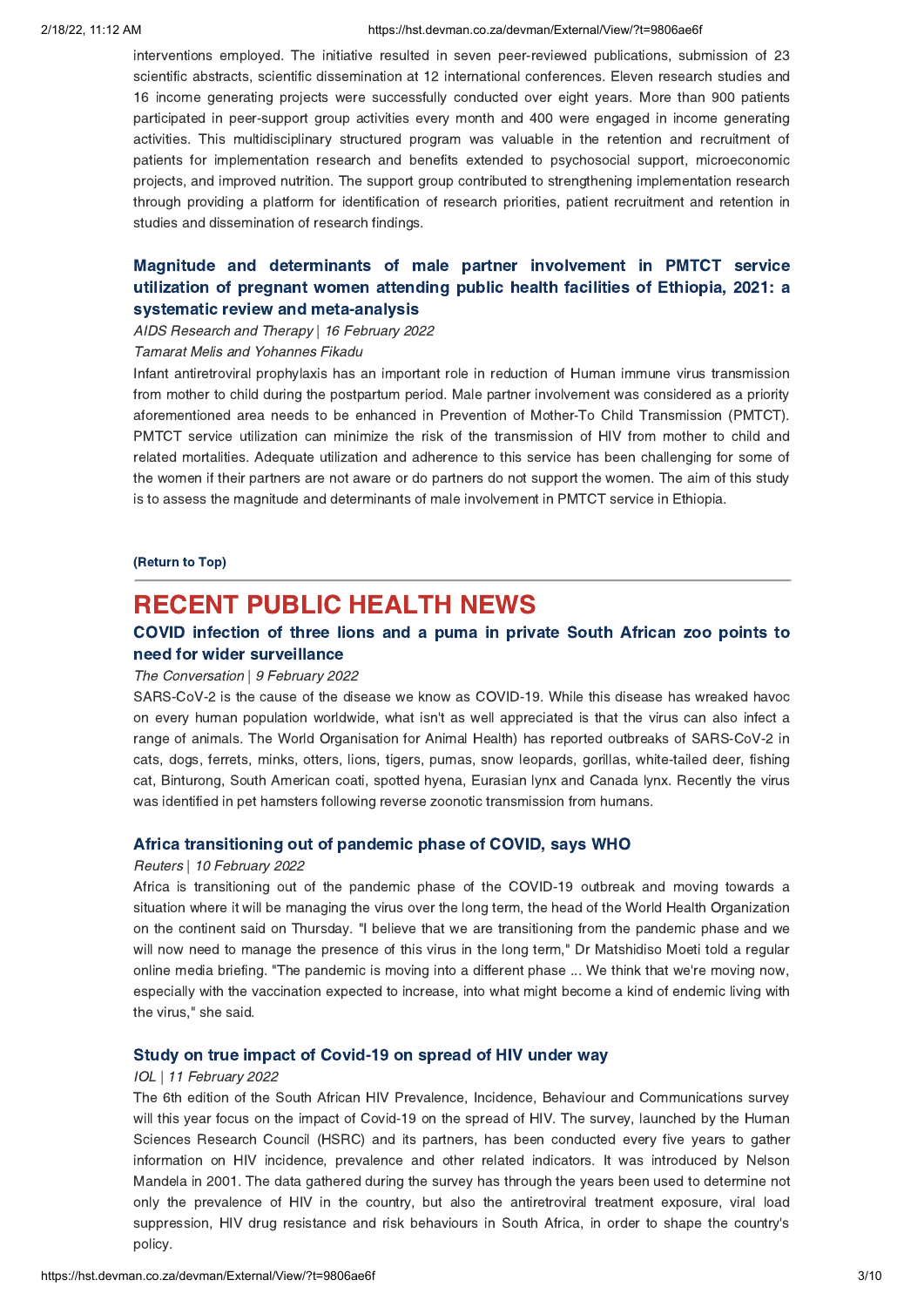interventions employed. The initiative resulted in seven peer-reviewed publications, submission of 23 scientific abstracts, scientific dissemination at 12 international conferences. Eleven research studies and 16 income generating projects were successfully conducted over eight years. More than 900 patients participated in peer-support group activities every month and 400 were engaged in income generating activities. This multidisciplinary structured program was valuable in the retention and recruitment of patients for implementation research and benefits extended to psychosocial support, microeconomic projects, and improved nutrition. The support group contributed to strengthening implementation research through providing a platform for identification of research priorities, patient recruitment and retention in studies and dissemination of research findings.

### Magnitude and determinants of male partner involvement in PMTCT service utilization of pregnant women attending public health facilities of Ethiopia, 2021: a systematic review and meta-analysis

*AIDS Research and Therapy | 16 February 2022*

*Tamarat Melis and Yohannes Fikadu*

Infant antiretroviral prophylaxis has an important role in reduction of Human immune virus transmission from mother to child during the postpartum period. Male partner involvement was considered as a priority aforementioned area needs to be enhanced in Prevention of Mother-To Child Transmission (PMTCT). PMTCT service utilization can minimize the risk of the transmission of HIV from mother to child and related mortalities. Adequate utilization and adherence to this service has been challenging for some of the women if their partners are not aware or do partners do not support the women. The aim of this study is to assess the magnitude and determinants of male involvement in PMTCT service in Ethiopia.

**(Return to Top)**

---

## RECENT PUBLIC HEALTH NEWS

### COVID infection of three lions and a puma in private South African zoo points to need for wider surveillance

*The Conversation | 9 February 2022*

SARS-CoV-2 is the cause of the disease we know as COVID-19. While this disease has wreaked havoc on every human population worldwide, what isn't as well appreciated is that the virus can also infect a range of animals. The World Organisation for Animal Health) has reported outbreaks of SARS-CoV-2 in cats, dogs, ferrets, minks, otters, lions, tigers, pumas, snow leopards, gorillas, white-tailed deer, fishing cat, Binturong, South American coati, spotted hyena, Eurasian lynx and Canada lynx. Recently the virus was identified in pet hamsters following reverse zoonotic transmission from humans.

### Africa transitioning out of pandemic phase of COVID, says WHO

*Reuters | 10 February 2022*

Africa is transitioning out of the pandemic phase of the COVID-19 outbreak and moving towards a situation where it will be managing the virus over the long term, the head of the World Health Organization on the continent said on Thursday. "I believe that we are transitioning from the pandemic phase and we will now need to manage the presence of this virus in the long term," Dr Matshidiso Moeti told a regular online media briefing. "The pandemic is moving into a different phase ... We think that we're moving now, especially with the vaccination expected to increase, into what might become a kind of endemic living with the virus," she said.

### Study on true impact of Covid-19 on spread of HIV under way

*IOL | 11 February 2022*

The 6th edition of the South African HIV Prevalence, Incidence, Behaviour and Communications survey will this year focus on the impact of Covid-19 on the spread of HIV. The survey, launched by the Human Sciences Research Council (HSRC) and its partners, has been conducted every five years to gather information on HIV incidence, prevalence and other related indicators. It was introduced by Nelson Mandela in 2001. The data gathered during the survey has through the years been used to determine not only the prevalence of HIV in the country, but also the antiretroviral treatment exposure, viral load suppression, HIV drug resistance and risk behaviours in South Africa, in order to shape the country's policy.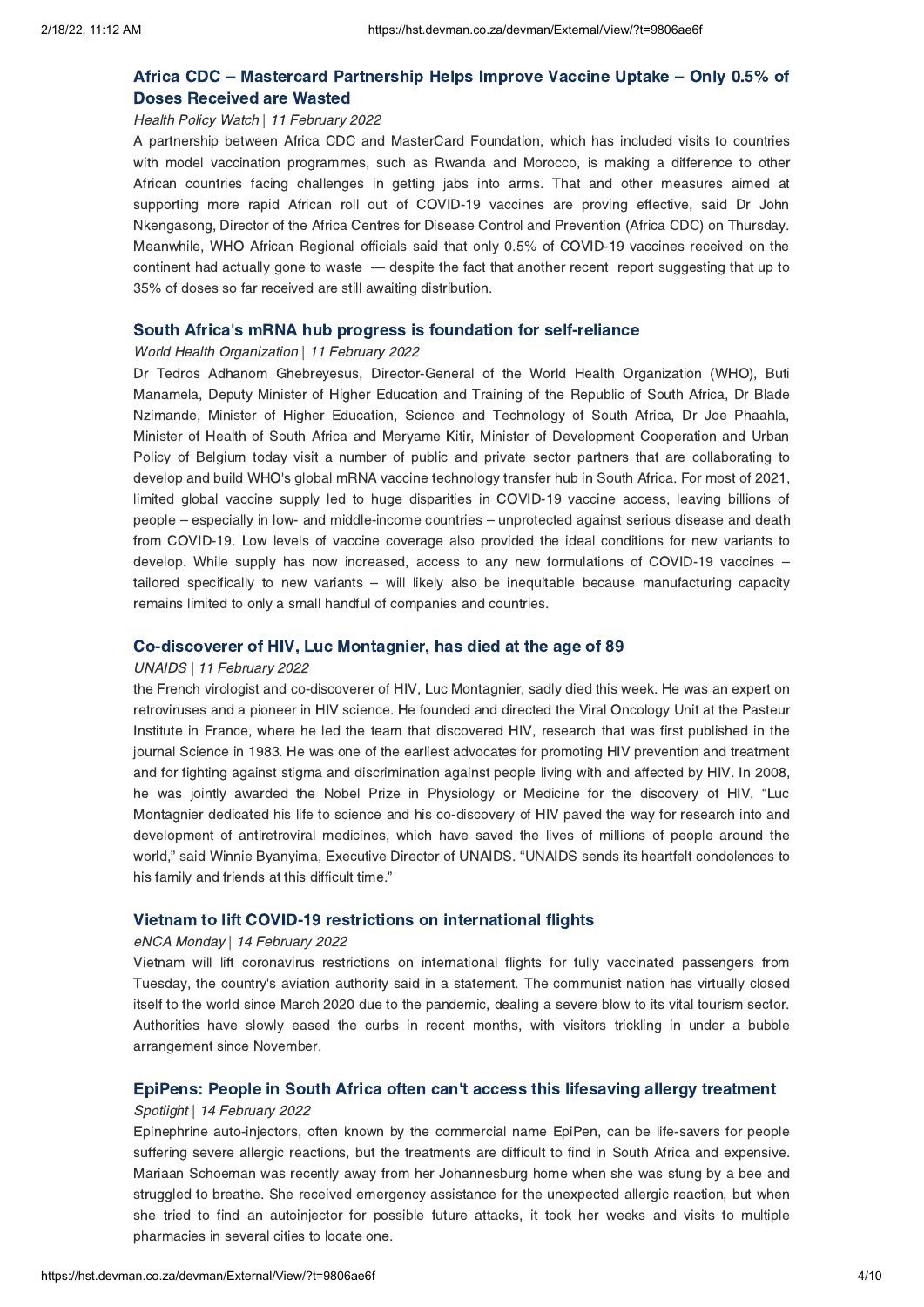### Africa CDC – Mastercard Partnership Helps Improve Vaccine Uptake – Only 0.5% of Doses Received are Wasted

*Health Policy Watch | 11 February 2022*

A partnership between Africa CDC and MasterCard Foundation, which has included visits to countries with model vaccination programmes, such as Rwanda and Morocco, is making a difference to other African countries facing challenges in getting jabs into arms. That and other measures aimed at supporting more rapid African roll out of COVID-19 vaccines are proving effective, said Dr John Nkengasong, Director of the Africa Centres for Disease Control and Prevention (Africa CDC) on Thursday. Meanwhile, WHO African Regional officials said that only 0.5% of COVID-19 vaccines received on the continent had actually gone to waste — despite the fact that another recent report suggesting that up to 35% of doses so far received are still awaiting distribution.

### South Africa's mRNA hub progress is foundation for self-reliance

*World Health Organization | 11 February 2022*

Dr Tedros Adhanom Ghebreyesus, Director-General of the World Health Organization (WHO), Buti Manamela, Deputy Minister of Higher Education and Training of the Republic of South Africa, Dr Blade Nzimande, Minister of Higher Education, Science and Technology of South Africa, Dr Joe Phaahla, Minister of Health of South Africa and Meryame Kitir, Minister of Development Cooperation and Urban Policy of Belgium today visit a number of public and private sector partners that are collaborating to develop and build WHO's global mRNA vaccine technology transfer hub in South Africa. For most of 2021, limited global vaccine supply led to huge disparities in COVID-19 vaccine access, leaving billions of people – especially in low- and middle-income countries – unprotected against serious disease and death from COVID-19. Low levels of vaccine coverage also provided the ideal conditions for new variants to develop. While supply has now increased, access to any new formulations of COVID-19 vaccines – tailored specifically to new variants – will likely also be inequitable because manufacturing capacity remains limited to only a small handful of companies and countries.

### Co-discoverer of HIV, Luc Montagnier, has died at the age of 89

*UNAIDS | 11 February 2022*

the French virologist and co-discoverer of HIV, Luc Montagnier, sadly died this week. He was an expert on retroviruses and a pioneer in HIV science. He founded and directed the Viral Oncology Unit at the Pasteur Institute in France, where he led the team that discovered HIV, research that was first published in the journal Science in 1983. He was one of the earliest advocates for promoting HIV prevention and treatment and for fighting against stigma and discrimination against people living with and affected by HIV. In 2008, he was jointly awarded the Nobel Prize in Physiology or Medicine for the discovery of HIV. "Luc Montagnier dedicated his life to science and his co-discovery of HIV paved the way for research into and development of antiretroviral medicines, which have saved the lives of millions of people around the world," said Winnie Byanyima, Executive Director of UNAIDS. "UNAIDS sends its heartfelt condolences to his family and friends at this difficult time."

### Vietnam to lift COVID-19 restrictions on international flights

*eNCA Monday | 14 February 2022*

Vietnam will lift coronavirus restrictions on international flights for fully vaccinated passengers from Tuesday, the country's aviation authority said in a statement. The communist nation has virtually closed itself to the world since March 2020 due to the pandemic, dealing a severe blow to its vital tourism sector. Authorities have slowly eased the curbs in recent months, with visitors trickling in under a bubble arrangement since November.

### EpiPens: People in South Africa often can't access this lifesaving allergy treatment

*Spotlight | 14 February 2022*

Epinephrine auto-injectors, often known by the commercial name EpiPen, can be life-savers for people suffering severe allergic reactions, but the treatments are difficult to find in South Africa and expensive. Mariaan Schoeman was recently away from her Johannesburg home when she was stung by a bee and struggled to breathe. She received emergency assistance for the unexpected allergic reaction, but when she tried to find an autoinjector for possible future attacks, it took her weeks and visits to multiple pharmacies in several cities to locate one.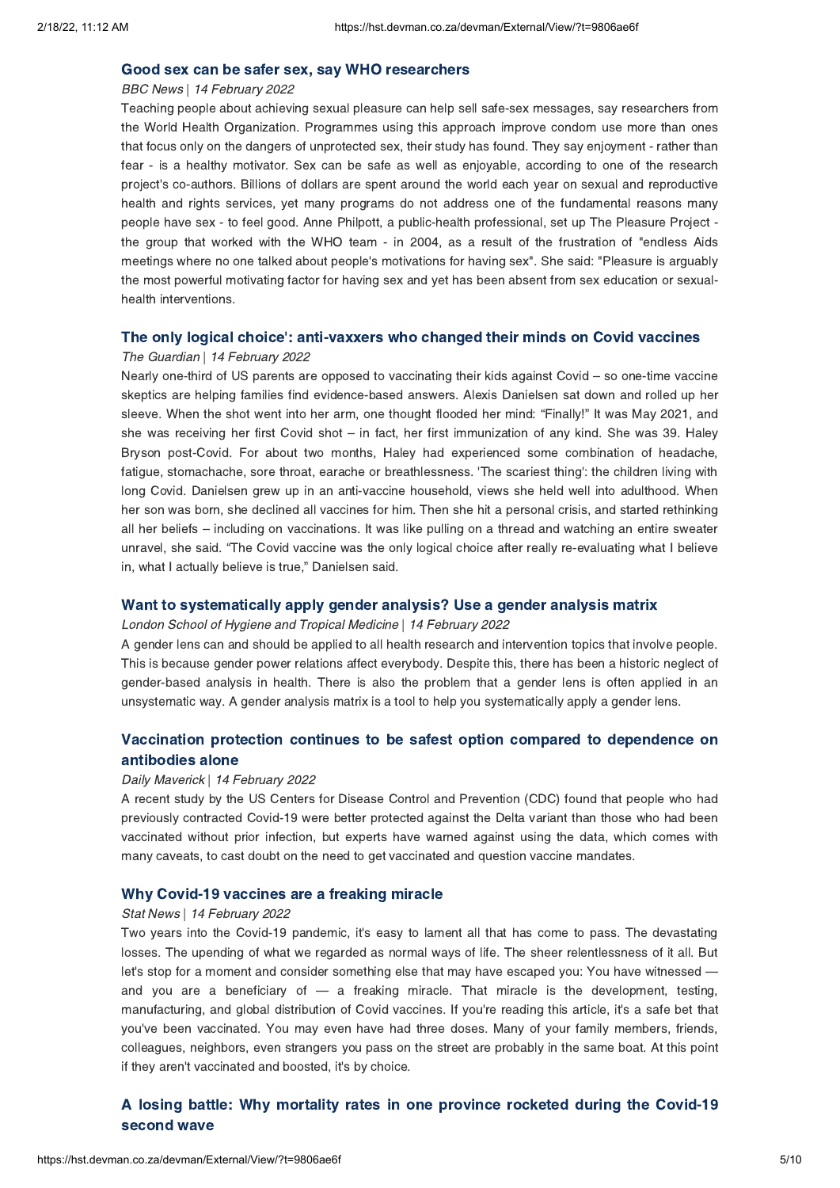### Good sex can be safer sex, say WHO researchers

*BBC News | 14 February 2022*

Teaching people about achieving sexual pleasure can help sell safe-sex messages, say researchers from the World Health Organization. Programmes using this approach improve condom use more than ones that focus only on the dangers of unprotected sex, their study has found. They say enjoyment - rather than fear - is a healthy motivator. Sex can be safe as well as enjoyable, according to one of the research project's co-authors. Billions of dollars are spent around the world each year on sexual and reproductive health and rights services, yet many programs do not address one of the fundamental reasons many people have sex - to feel good. Anne Philpott, a public-health professional, set up The Pleasure Project - the group that worked with the WHO team - in 2004, as a result of the frustration of "endless Aids meetings where no one talked about people's motivations for having sex". She said: "Pleasure is arguably the most powerful motivating factor for having sex and yet has been absent from sex education or sexual-health interventions.

### The only logical choice': anti-vaxxers who changed their minds on Covid vaccines

*The Guardian | 14 February 2022*

Nearly one-third of US parents are opposed to vaccinating their kids against Covid – so one-time vaccine skeptics are helping families find evidence-based answers. Alexis Danielsen sat down and rolled up her sleeve. When the shot went into her arm, one thought flooded her mind: "Finally!" It was May 2021, and she was receiving her first Covid shot – in fact, her first immunization of any kind. She was 39. Haley Bryson post-Covid. For about two months, Haley had experienced some combination of headache, fatigue, stomachache, sore throat, earache or breathlessness. 'The scariest thing': the children living with long Covid. Danielsen grew up in an anti-vaccine household, views she held well into adulthood. When her son was born, she declined all vaccines for him. Then she hit a personal crisis, and started rethinking all her beliefs – including on vaccinations. It was like pulling on a thread and watching an entire sweater unravel, she said. "The Covid vaccine was the only logical choice after really re-evaluating what I believe in, what I actually believe is true," Danielsen said.

### Want to systematically apply gender analysis? Use a gender analysis matrix

*London School of Hygiene and Tropical Medicine | 14 February 2022*

A gender lens can and should be applied to all health research and intervention topics that involve people. This is because gender power relations affect everybody. Despite this, there has been a historic neglect of gender-based analysis in health. There is also the problem that a gender lens is often applied in an unsystematic way. A gender analysis matrix is a tool to help you systematically apply a gender lens.

### Vaccination protection continues to be safest option compared to dependence on antibodies alone

*Daily Maverick | 14 February 2022*

A recent study by the US Centers for Disease Control and Prevention (CDC) found that people who had previously contracted Covid-19 were better protected against the Delta variant than those who had been vaccinated without prior infection, but experts have warned against using the data, which comes with many caveats, to cast doubt on the need to get vaccinated and question vaccine mandates.

### Why Covid-19 vaccines are a freaking miracle

*Stat News | 14 February 2022*

Two years into the Covid-19 pandemic, it's easy to lament all that has come to pass. The devastating losses. The upending of what we regarded as normal ways of life. The sheer relentlessness of it all. But let's stop for a moment and consider something else that may have escaped you: You have witnessed — and you are a beneficiary of — a freaking miracle. That miracle is the development, testing, manufacturing, and global distribution of Covid vaccines. If you're reading this article, it's a safe bet that you've been vaccinated. You may even have had three doses. Many of your family members, friends, colleagues, neighbors, even strangers you pass on the street are probably in the same boat. At this point if they aren't vaccinated and boosted, it's by choice.

### A losing battle: Why mortality rates in one province rocketed during the Covid-19 second wave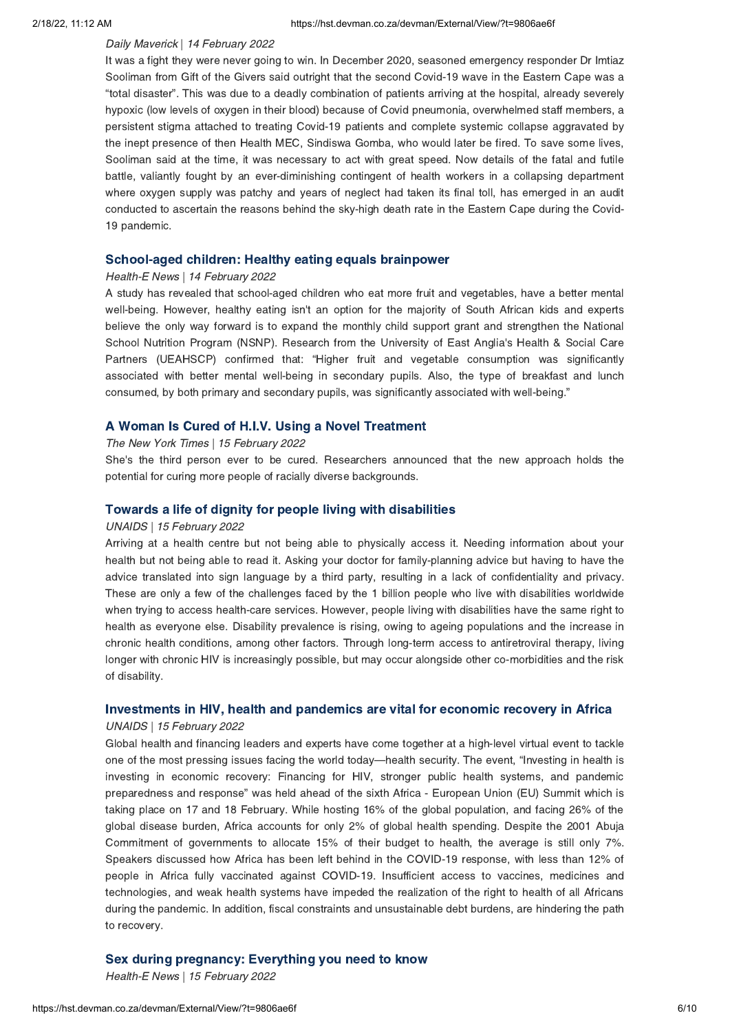*Daily Maverick* | *14 February 2022*

It was a fight they were never going to win. In December 2020, seasoned emergency responder Dr Imtiaz Sooliman from Gift of the Givers said outright that the second Covid-19 wave in the Eastern Cape was a "total disaster". This was due to a deadly combination of patients arriving at the hospital, already severely hypoxic (low levels of oxygen in their blood) because of Covid pneumonia, overwhelmed staff members, a persistent stigma attached to treating Covid-19 patients and complete systemic collapse aggravated by the inept presence of then Health MEC, Sindiswa Gomba, who would later be fired. To save some lives, Sooliman said at the time, it was necessary to act with great speed. Now details of the fatal and futile battle, valiantly fought by an ever-diminishing contingent of health workers in a collapsing department where oxygen supply was patchy and years of neglect had taken its final toll, has emerged in an audit conducted to ascertain the reasons behind the sky-high death rate in the Eastern Cape during the Covid-19 pandemic.

### School-aged children: Healthy eating equals brainpower

*Health-E News* | *14 February 2022*

A study has revealed that school-aged children who eat more fruit and vegetables, have a better mental well-being. However, healthy eating isn't an option for the majority of South African kids and experts believe the only way forward is to expand the monthly child support grant and strengthen the National School Nutrition Program (NSNP). Research from the University of East Anglia's Health & Social Care Partners (UEAHSCP) confirmed that: "Higher fruit and vegetable consumption was significantly associated with better mental well-being in secondary pupils. Also, the type of breakfast and lunch consumed, by both primary and secondary pupils, was significantly associated with well-being."

### A Woman Is Cured of H.I.V. Using a Novel Treatment

*The New York Times* | *15 February 2022*

She's the third person ever to be cured. Researchers announced that the new approach holds the potential for curing more people of racially diverse backgrounds.

### Towards a life of dignity for people living with disabilities

*UNAIDS* | *15 February 2022*

Arriving at a health centre but not being able to physically access it. Needing information about your health but not being able to read it. Asking your doctor for family-planning advice but having to have the advice translated into sign language by a third party, resulting in a lack of confidentiality and privacy. These are only a few of the challenges faced by the 1 billion people who live with disabilities worldwide when trying to access health-care services. However, people living with disabilities have the same right to health as everyone else. Disability prevalence is rising, owing to ageing populations and the increase in chronic health conditions, among other factors. Through long-term access to antiretroviral therapy, living longer with chronic HIV is increasingly possible, but may occur alongside other co-morbidities and the risk of disability.

### Investments in HIV, health and pandemics are vital for economic recovery in Africa

*UNAIDS* | *15 February 2022*

Global health and financing leaders and experts have come together at a high-level virtual event to tackle one of the most pressing issues facing the world today—health security. The event, "Investing in health is investing in economic recovery: Financing for HIV, stronger public health systems, and pandemic preparedness and response" was held ahead of the sixth Africa - European Union (EU) Summit which is taking place on 17 and 18 February. While hosting 16% of the global population, and facing 26% of the global disease burden, Africa accounts for only 2% of global health spending. Despite the 2001 Abuja Commitment of governments to allocate 15% of their budget to health, the average is still only 7%. Speakers discussed how Africa has been left behind in the COVID-19 response, with less than 12% of people in Africa fully vaccinated against COVID-19. Insufficient access to vaccines, medicines and technologies, and weak health systems have impeded the realization of the right to health of all Africans during the pandemic. In addition, fiscal constraints and unsustainable debt burdens, are hindering the path to recovery.

### Sex during pregnancy: Everything you need to know

*Health-E News* | *15 February 2022*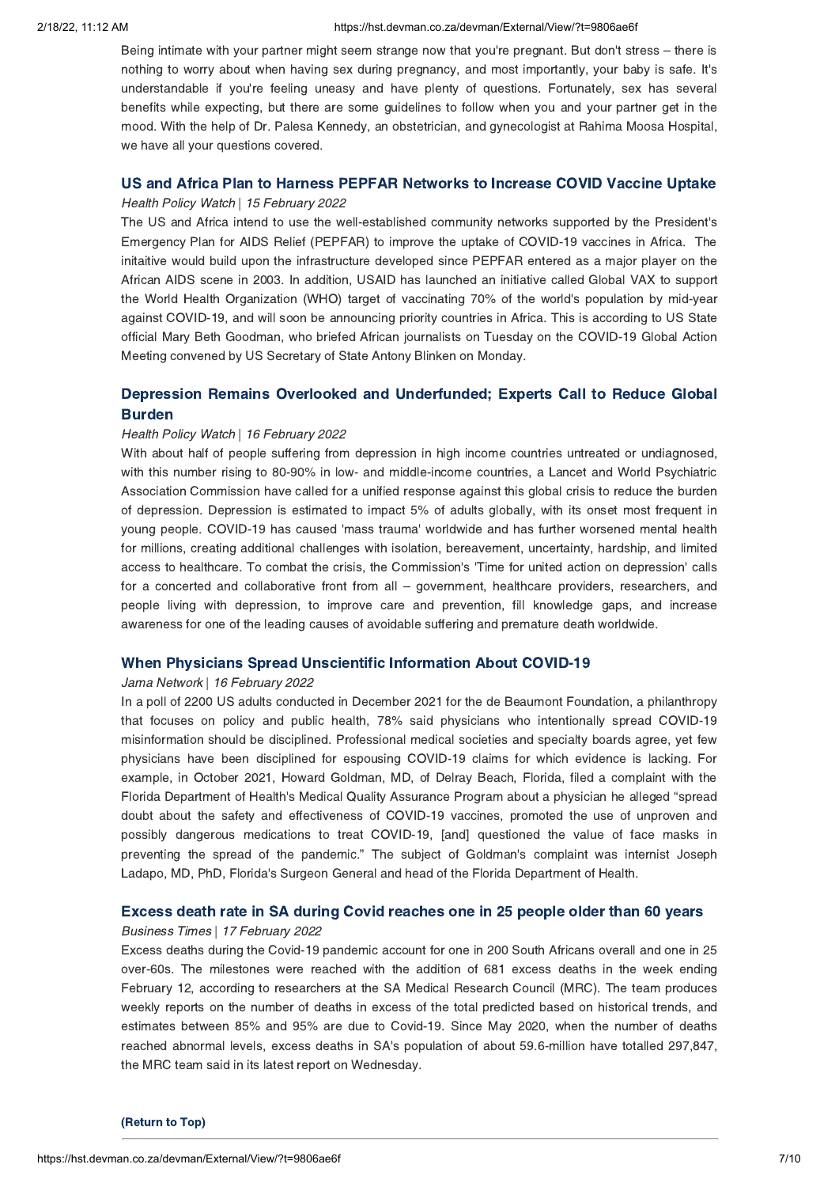Being intimate with your partner might seem strange now that you're pregnant. But don't stress – there is nothing to worry about when having sex during pregnancy, and most importantly, your baby is safe. It's understandable if you're feeling uneasy and have plenty of questions. Fortunately, sex has several benefits while expecting, but there are some guidelines to follow when you and your partner get in the mood. With the help of Dr. Palesa Kennedy, an obstetrician, and gynecologist at Rahima Moosa Hospital, we have all your questions covered.

### US and Africa Plan to Harness PEPFAR Networks to Increase COVID Vaccine Uptake

*Health Policy Watch* | *15 February 2022*

The US and Africa intend to use the well-established community networks supported by the President's Emergency Plan for AIDS Relief (PEPFAR) to improve the uptake of COVID-19 vaccines in Africa. The initaitive would build upon the infrastructure developed since PEPFAR entered as a major player on the African AIDS scene in 2003. In addition, USAID has launched an initiative called Global VAX to support the World Health Organization (WHO) target of vaccinating 70% of the world's population by mid-year against COVID-19, and will soon be announcing priority countries in Africa. This is according to US State official Mary Beth Goodman, who briefed African journalists on Tuesday on the COVID-19 Global Action Meeting convened by US Secretary of State Antony Blinken on Monday.

### Depression Remains Overlooked and Underfunded; Experts Call to Reduce Global Burden

*Health Policy Watch* | *16 February 2022*

With about half of people suffering from depression in high income countries untreated or undiagnosed, with this number rising to 80-90% in low- and middle-income countries, a Lancet and World Psychiatric Association Commission have called for a unified response against this global crisis to reduce the burden of depression. Depression is estimated to impact 5% of adults globally, with its onset most frequent in young people. COVID-19 has caused 'mass trauma' worldwide and has further worsened mental health for millions, creating additional challenges with isolation, bereavement, uncertainty, hardship, and limited access to healthcare. To combat the crisis, the Commission's 'Time for united action on depression' calls for a concerted and collaborative front from all – government, healthcare providers, researchers, and people living with depression, to improve care and prevention, fill knowledge gaps, and increase awareness for one of the leading causes of avoidable suffering and premature death worldwide.

### When Physicians Spread Unscientific Information About COVID-19

*Jama Network* | *16 February 2022*

In a poll of 2200 US adults conducted in December 2021 for the de Beaumont Foundation, a philanthropy that focuses on policy and public health, 78% said physicians who intentionally spread COVID-19 misinformation should be disciplined. Professional medical societies and specialty boards agree, yet few physicians have been disciplined for espousing COVID-19 claims for which evidence is lacking. For example, in October 2021, Howard Goldman, MD, of Delray Beach, Florida, filed a complaint with the Florida Department of Health's Medical Quality Assurance Program about a physician he alleged "spread doubt about the safety and effectiveness of COVID-19 vaccines, promoted the use of unproven and possibly dangerous medications to treat COVID-19, [and] questioned the value of face masks in preventing the spread of the pandemic." The subject of Goldman's complaint was internist Joseph Ladapo, MD, PhD, Florida's Surgeon General and head of the Florida Department of Health.

### Excess death rate in SA during Covid reaches one in 25 people older than 60 years

*Business Times* | *17 February 2022*

Excess deaths during the Covid-19 pandemic account for one in 200 South Africans overall and one in 25 over-60s. The milestones were reached with the addition of 681 excess deaths in the week ending February 12, according to researchers at the SA Medical Research Council (MRC). The team produces weekly reports on the number of deaths in excess of the total predicted based on historical trends, and estimates between 85% and 95% are due to Covid-19. Since May 2020, when the number of deaths reached abnormal levels, excess deaths in SA's population of about 59.6-million have totalled 297,847, the MRC team said in its latest report on Wednesday.

**(Return to Top)**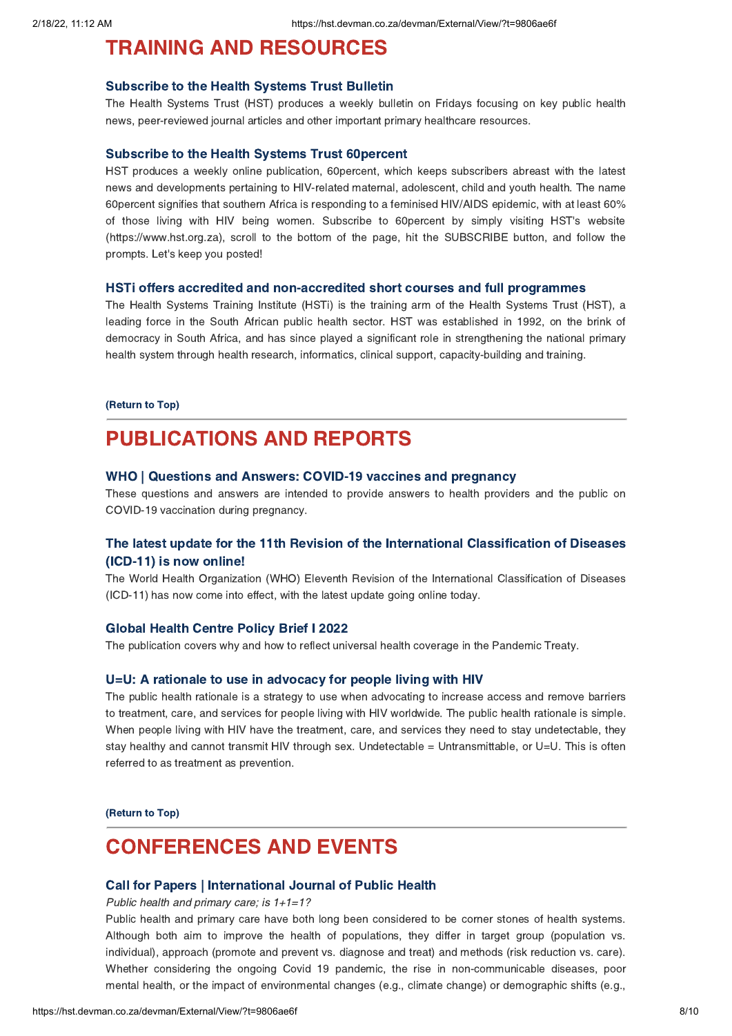# TRAINING AND RESOURCES

### Subscribe to the Health Systems Trust Bulletin

The Health Systems Trust (HST) produces a weekly bulletin on Fridays focusing on key public health news, peer-reviewed journal articles and other important primary healthcare resources.

### Subscribe to the Health Systems Trust 60percent

HST produces a weekly online publication, 60percent, which keeps subscribers abreast with the latest news and developments pertaining to HIV-related maternal, adolescent, child and youth health. The name 60percent signifies that southern Africa is responding to a feminised HIV/AIDS epidemic, with at least 60% of those living with HIV being women. Subscribe to 60percent by simply visiting HST's website (https://www.hst.org.za), scroll to the bottom of the page, hit the SUBSCRIBE button, and follow the prompts. Let's keep you posted!

### HSTi offers accredited and non-accredited short courses and full programmes

The Health Systems Training Institute (HSTi) is the training arm of the Health Systems Trust (HST), a leading force in the South African public health sector. HST was established in 1992, on the brink of democracy in South Africa, and has since played a significant role in strengthening the national primary health system through health research, informatics, clinical support, capacity-building and training.

**(Return to Top)**

---

# PUBLICATIONS AND REPORTS

### WHO | Questions and Answers: COVID-19 vaccines and pregnancy

These questions and answers are intended to provide answers to health providers and the public on COVID-19 vaccination during pregnancy.

### The latest update for the 11th Revision of the International Classification of Diseases (ICD-11) is now online!

The World Health Organization (WHO) Eleventh Revision of the International Classification of Diseases (ICD-11) has now come into effect, with the latest update going online today.

### Global Health Centre Policy Brief I 2022

The publication covers why and how to reflect universal health coverage in the Pandemic Treaty.

### U=U: A rationale to use in advocacy for people living with HIV

The public health rationale is a strategy to use when advocating to increase access and remove barriers to treatment, care, and services for people living with HIV worldwide. The public health rationale is simple. When people living with HIV have the treatment, care, and services they need to stay undetectable, they stay healthy and cannot transmit HIV through sex. Undetectable = Untransmittable, or U=U. This is often referred to as treatment as prevention.

**(Return to Top)**

---

# CONFERENCES AND EVENTS

### Call for Papers | International Journal of Public Health

*Public health and primary care; is 1+1=1?*

Public health and primary care have both long been considered to be corner stones of health systems. Although both aim to improve the health of populations, they differ in target group (population vs. individual), approach (promote and prevent vs. diagnose and treat) and methods (risk reduction vs. care). Whether considering the ongoing Covid 19 pandemic, the rise in non-communicable diseases, poor mental health, or the impact of environmental changes (e.g., climate change) or demographic shifts (e.g.,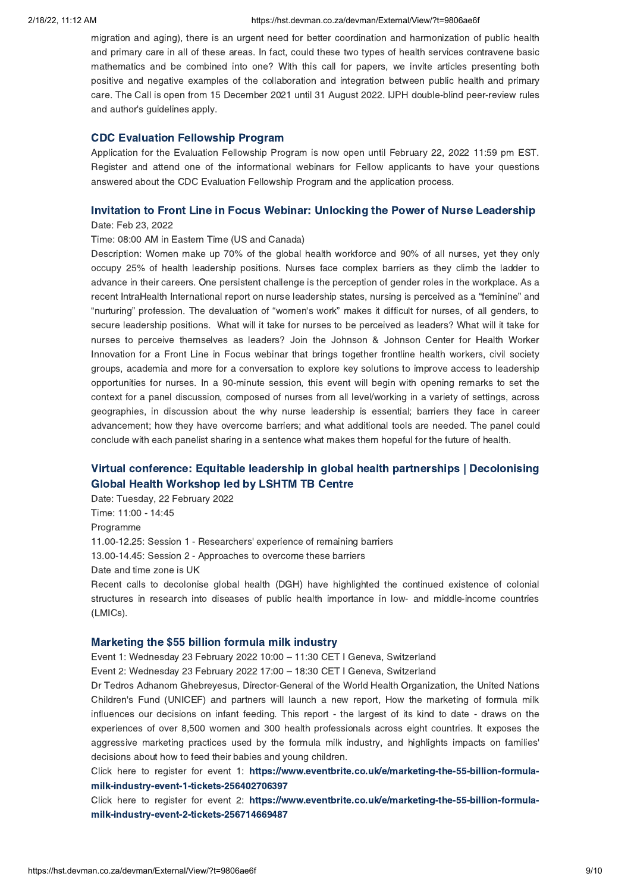migration and aging), there is an urgent need for better coordination and harmonization of public health and primary care in all of these areas. In fact, could these two types of health services contravene basic mathematics and be combined into one? With this call for papers, we invite articles presenting both positive and negative examples of the collaboration and integration between public health and primary care. The Call is open from 15 December 2021 until 31 August 2022. IJPH double-blind peer-review rules and author's guidelines apply.

### CDC Evaluation Fellowship Program

Application for the Evaluation Fellowship Program is now open until February 22, 2022 11:59 pm EST. Register and attend one of the informational webinars for Fellow applicants to have your questions answered about the CDC Evaluation Fellowship Program and the application process.

### Invitation to Front Line in Focus Webinar: Unlocking the Power of Nurse Leadership

Date: Feb 23, 2022

Time: 08:00 AM in Eastern Time (US and Canada)

Description: Women make up 70% of the global health workforce and 90% of all nurses, yet they only occupy 25% of health leadership positions. Nurses face complex barriers as they climb the ladder to advance in their careers. One persistent challenge is the perception of gender roles in the workplace. As a recent IntraHealth International report on nurse leadership states, nursing is perceived as a "feminine" and "nurturing" profession. The devaluation of "women's work" makes it difficult for nurses, of all genders, to secure leadership positions. What will it take for nurses to be perceived as leaders? What will it take for nurses to perceive themselves as leaders? Join the Johnson & Johnson Center for Health Worker Innovation for a Front Line in Focus webinar that brings together frontline health workers, civil society groups, academia and more for a conversation to explore key solutions to improve access to leadership opportunities for nurses. In a 90-minute session, this event will begin with opening remarks to set the context for a panel discussion, composed of nurses from all level/working in a variety of settings, across geographies, in discussion about the why nurse leadership is essential; barriers they face in career advancement; how they have overcome barriers; and what additional tools are needed. The panel could conclude with each panelist sharing in a sentence what makes them hopeful for the future of health.

### Virtual conference: Equitable leadership in global health partnerships | Decolonising Global Health Workshop led by LSHTM TB Centre

Date: Tuesday, 22 February 2022

Time: 11:00 - 14:45

Programme

11.00-12.25: Session 1 - Researchers' experience of remaining barriers

13.00-14.45: Session 2 - Approaches to overcome these barriers

Date and time zone is UK

Recent calls to decolonise global health (DGH) have highlighted the continued existence of colonial structures in research into diseases of public health importance in low- and middle-income countries (LMICs).

### Marketing the $55 billion formula milk industry

Event 1: Wednesday 23 February 2022 10:00 – 11:30 CET I Geneva, Switzerland

Event 2: Wednesday 23 February 2022 17:00 – 18:30 CET I Geneva, Switzerland

Dr Tedros Adhanom Ghebreyesus, Director-General of the World Health Organization, the United Nations Children's Fund (UNICEF) and partners will launch a new report, How the marketing of formula milk influences our decisions on infant feeding. This report - the largest of its kind to date - draws on the experiences of over 8,500 women and 300 health professionals across eight countries. It exposes the aggressive marketing practices used by the formula milk industry, and highlights impacts on families' decisions about how to feed their babies and young children.

Click here to register for event 1: **https://www.eventbrite.co.uk/e/marketing-the-55-billion-formula-milk-industry-event-1-tickets-256402706397**

Click here to register for event 2: **https://www.eventbrite.co.uk/e/marketing-the-55-billion-formula-milk-industry-event-2-tickets-256714669487**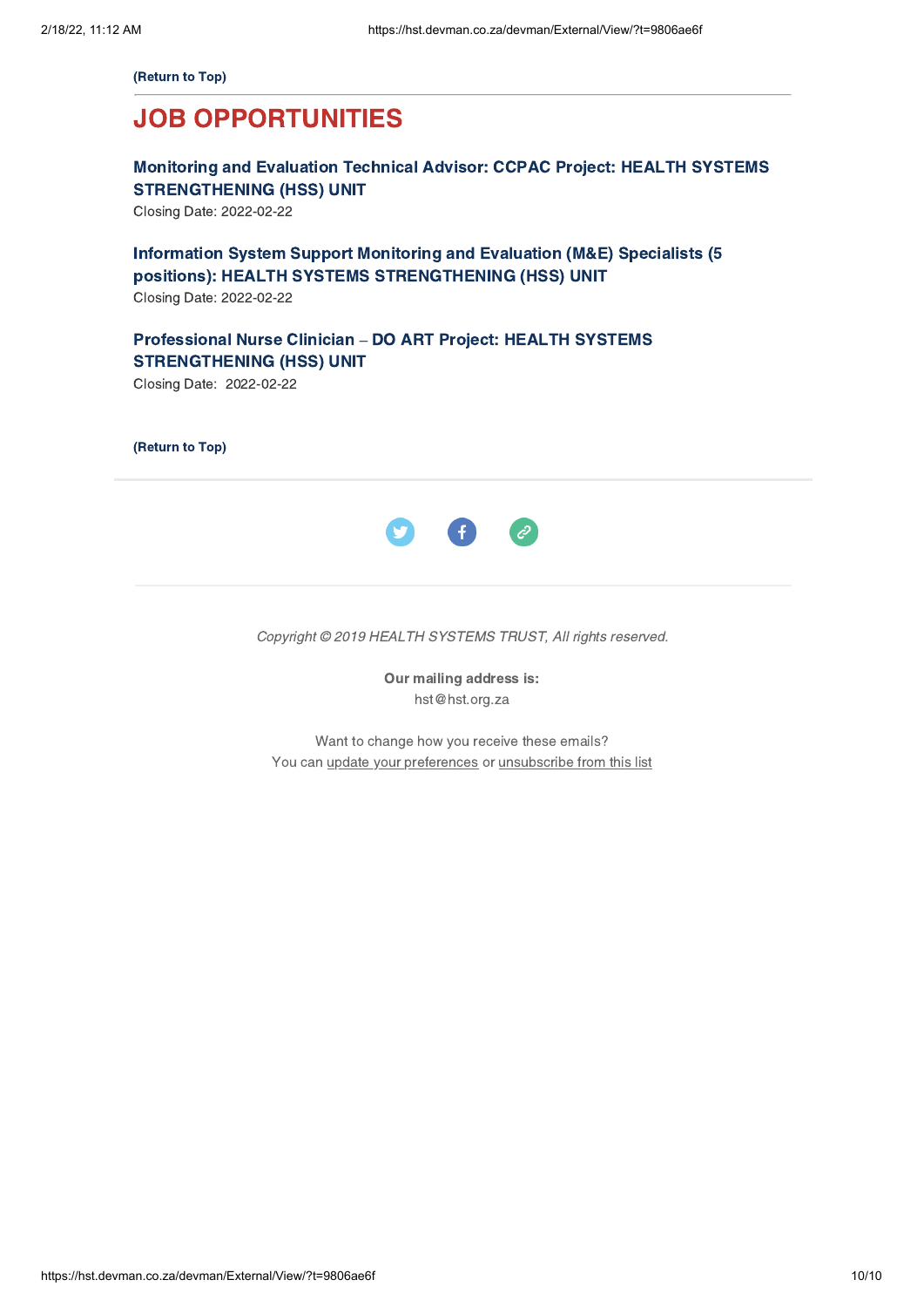**(Return to Top)**

## JOB OPPORTUNITIES

**Monitoring and Evaluation Technical Advisor: CCPAC Project: HEALTH SYSTEMS STRENGTHENING (HSS) UNIT**
Closing Date: 2022-02-22

**Information System Support Monitoring and Evaluation (M&E) Specialists (5 positions): HEALTH SYSTEMS STRENGTHENING (HSS) UNIT**
Closing Date: 2022-02-22

**Professional Nurse Clinician – DO ART Project: HEALTH SYSTEMS STRENGTHENING (HSS) UNIT**
Closing Date: 2022-02-22

**(Return to Top)**

*Copyright © 2019 HEALTH SYSTEMS TRUST, All rights reserved.*

**Our mailing address is:**
hst@hst.org.za

Want to change how you receive these emails?
You can update your preferences or unsubscribe from this list